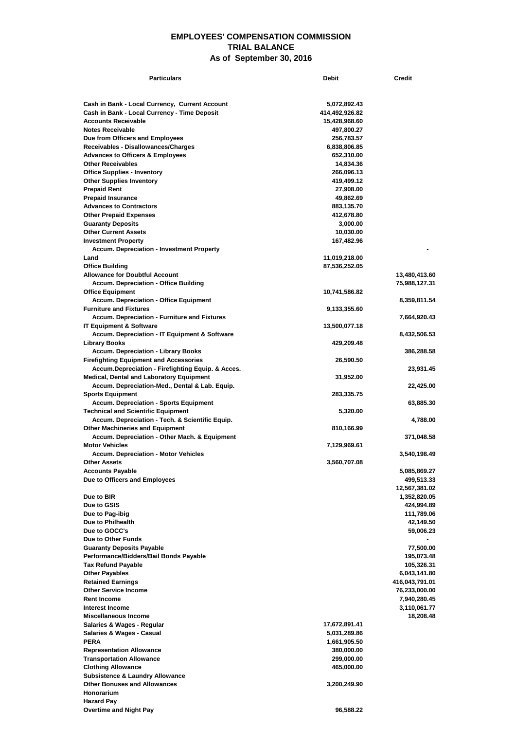# EMPLOYEES' COMPENSATION COMMISSION
## TRIAL BALANCE
### As of September 30, 2016

| Particulars | Debit | Credit |
|---|---|---|
| Cash in Bank - Local Currency, Current Account | 5,072,892.43 | |
| Cash in Bank - Local Currency - Time Deposit | 414,492,926.82 | |
| Accounts Receivable | 15,428,968.60 | |
| Notes Receivable | 497,800.27 | |
| Due from Officers and Employees | 256,783.57 | |
| Receivables - Disallowances/Charges | 6,838,806.85 | |
| Advances to Officers & Employees | 652,310.00 | |
| Other Receivables | 14,834.36 | |
| Office Supplies - Inventory | 266,096.13 | |
| Other Supplies Inventory | 419,499.12 | |
| Prepaid Rent | 27,908.00 | |
| Prepaid Insurance | 49,862.69 | |
| Advances to Contractors | 883,135.70 | |
| Other Prepaid Expenses | 412,678.80 | |
| Guaranty Deposits | 3,000.00 | |
| Other Current Assets | 10,030.00 | |
| Investment Property | 167,482.96 | |
| Accum. Depreciation - Investment Property | | - |
| Land | 11,019,218.00 | |
| Office Building | 87,536,252.05 | |
| Allowance for Doubtful Account | | 13,480,413.60 |
| Accum. Depreciation - Office Building | | 75,988,127.31 |
| Office Equipment | 10,741,586.82 | |
| Accum. Depreciation - Office Equipment | | 8,359,811.54 |
| Furniture and Fixtures | 9,133,355.60 | |
| Accum. Depreciation - Furniture and Fixtures | | 7,664,920.43 |
| IT Equipment & Software | 13,500,077.18 | |
| Accum. Depreciation - IT Equipment & Software | | 8,432,506.53 |
| Library Books | 429,209.48 | |
| Accum. Depreciation - Library Books | | 386,288.58 |
| Firefighting Equipment and Accessories | 26,590.50 | |
| Accum.Depreciation - Firefighting Equip. & Acces. | | 23,931.45 |
| Medical, Dental and Laboratory Equipment | 31,952.00 | |
| Accum. Depreciation-Med., Dental & Lab. Equip. | | 22,425.00 |
| Sports Equipment | 283,335.75 | |
| Accum. Depreciation - Sports Equipment | | 63,885.30 |
| Technical and Scientific Equipment | 5,320.00 | |
| Accum. Depreciation - Tech. & Scientific Equip. | | 4,788.00 |
| Other Machineries and Equipment | 810,166.99 | |
| Accum. Depreciation - Other Mach. & Equipment | | 371,048.58 |
| Motor Vehicles | 7,129,969.61 | |
| Accum. Depreciation - Motor Vehicles | | 3,540,198.49 |
| Other Assets | 3,560,707.08 | |
| Accounts Payable | | 5,085,869.27 |
| Due to Officers and Employees | | 499,513.33 |
| | | 12,567,381.02 |
| Due to BIR | | 1,352,820.05 |
| Due to GSIS | | 424,994.89 |
| Due to Pag-ibig | | 111,789.06 |
| Due to Philhealth | | 42,149.50 |
| Due to GOCC's | | 59,006.23 |
| Due to Other Funds | | - |
| Guaranty Deposits Payable | | 77,500.00 |
| Performance/Bidders/Bail Bonds Payable | | 195,073.48 |
| Tax Refund Payable | | 105,326.31 |
| Other Payables | | 6,043,141.80 |
| Retained Earnings | | 416,043,791.01 |
| Other Service Income | | 76,233,000.00 |
| Rent Income | | 7,940,280.45 |
| Interest Income | | 3,110,061.77 |
| Miscellaneous Income | | 18,208.48 |
| Salaries & Wages - Regular | 17,672,891.41 | |
| Salaries & Wages - Casual | 5,031,289.86 | |
| PERA | 1,661,905.50 | |
| Representation Allowance | 380,000.00 | |
| Transportation Allowance | 299,000.00 | |
| Clothing Allowance | 465,000.00 | |
| Subsistence & Laundry Allowance | | |
| Other Bonuses and Allowances | 3,200,249.90 | |
| Honorarium | | |
| Hazard Pay | | |
| Overtime and Night Pay | 96,588.22 | |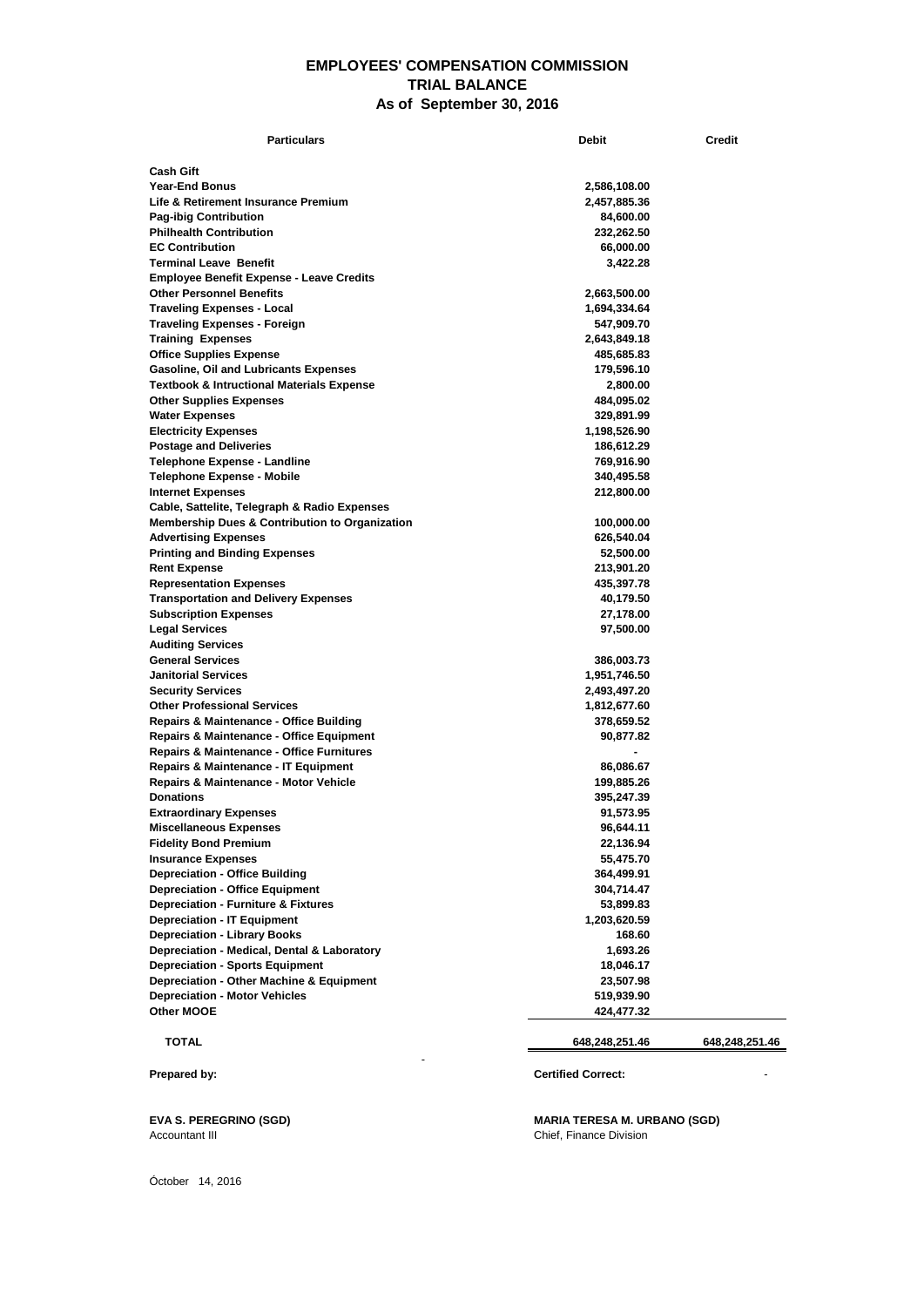## EMPLOYEES' COMPENSATION COMMISSION
## TRIAL BALANCE
## As of September 30, 2016

| Particulars | Debit | Credit |
|---|---|---|
| Cash Gift | | |
| Year-End Bonus | 2,586,108.00 | |
| Life & Retirement Insurance Premium | 2,457,885.36 | |
| Pag-ibig Contribution | 84,600.00 | |
| Philhealth Contribution | 232,262.50 | |
| EC Contribution | 66,000.00 | |
| Terminal Leave Benefit | 3,422.28 | |
| Employee Benefit Expense - Leave Credits | | |
| Other Personnel Benefits | 2,663,500.00 | |
| Traveling Expenses - Local | 1,694,334.64 | |
| Traveling Expenses - Foreign | 547,909.70 | |
| Training Expenses | 2,643,849.18 | |
| Office Supplies Expense | 485,685.83 | |
| Gasoline, Oil and Lubricants Expenses | 179,596.10 | |
| Textbook & Intructional Materials Expense | 2,800.00 | |
| Other Supplies Expenses | 484,095.02 | |
| Water Expenses | 329,891.99 | |
| Electricity Expenses | 1,198,526.90 | |
| Postage and Deliveries | 186,612.29 | |
| Telephone Expense - Landline | 769,916.90 | |
| Telephone Expense - Mobile | 340,495.58 | |
| Internet Expenses | 212,800.00 | |
| Cable, Sattelite, Telegraph & Radio Expenses | | |
| Membership Dues & Contribution to Organization | 100,000.00 | |
| Advertising Expenses | 626,540.04 | |
| Printing and Binding Expenses | 52,500.00 | |
| Rent Expense | 213,901.20 | |
| Representation Expenses | 435,397.78 | |
| Transportation and Delivery Expenses | 40,179.50 | |
| Subscription Expenses | 27,178.00 | |
| Legal Services | 97,500.00 | |
| Auditing Services | | |
| General Services | 386,003.73 | |
| Janitorial Services | 1,951,746.50 | |
| Security Services | 2,493,497.20 | |
| Other Professional Services | 1,812,677.60 | |
| Repairs & Maintenance - Office Building | 378,659.52 | |
| Repairs & Maintenance - Office Equipment | 90,877.82 | |
| Repairs & Maintenance - Office Furnitures | - | |
| Repairs & Maintenance - IT Equipment | 86,086.67 | |
| Repairs & Maintenance - Motor Vehicle | 199,885.26 | |
| Donations | 395,247.39 | |
| Extraordinary Expenses | 91,573.95 | |
| Miscellaneous Expenses | 96,644.11 | |
| Fidelity Bond Premium | 22,136.94 | |
| Insurance Expenses | 55,475.70 | |
| Depreciation - Office Building | 364,499.91 | |
| Depreciation - Office Equipment | 304,714.47 | |
| Depreciation - Furniture & Fixtures | 53,899.83 | |
| Depreciation - IT Equipment | 1,203,620.59 | |
| Depreciation - Library Books | 168.60 | |
| Depreciation - Medical, Dental & Laboratory | 1,693.26 | |
| Depreciation - Sports Equipment | 18,046.17 | |
| Depreciation - Other Machine & Equipment | 23,507.98 | |
| Depreciation - Motor Vehicles | 519,939.90 | |
| Other MOOE | 424,477.32 | |
| **TOTAL** | **648,248,251.46** | **648,248,251.46** |

**Prepared by:**

**EVA S. PEREGRINO (SGD)**
Accountant III

**Certified Correct:**

**MARIA TERESA M. URBANO (SGD)**
Chief, Finance Division

Óctober 14, 2016